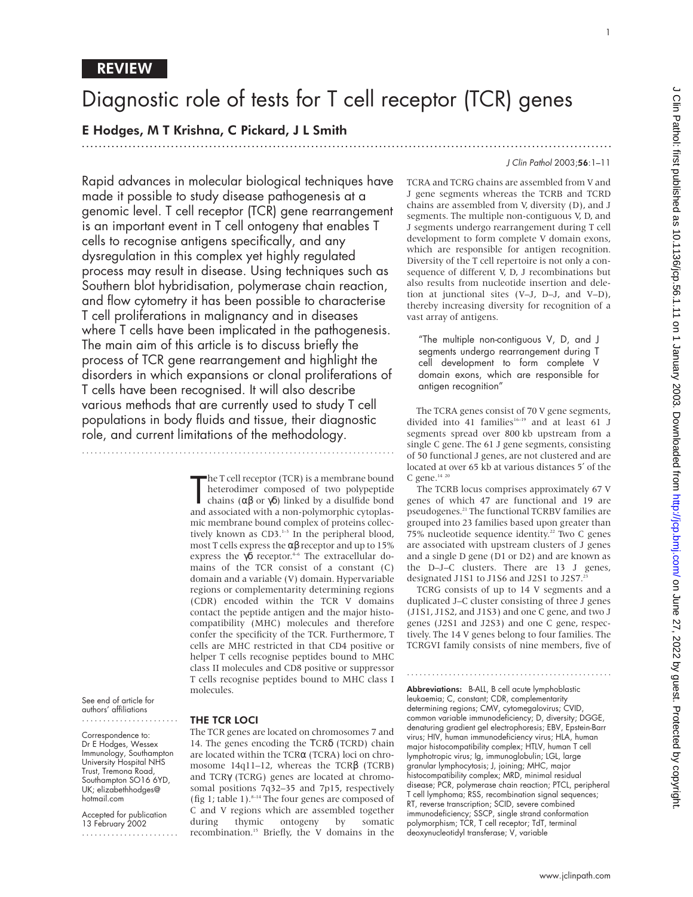REVIEW

# Diagnostic role of tests for T cell receptor (TCR) genes

**E Hodges, M T Krishna, C Pickard, J L Smith**

Rapid advances in molecular biological techniques have made it possible to study disease pathogenesis at a genomic level. T cell receptor (TCR) gene rearrangement is an important event in T cell ontogeny that enables T cells to recognise antigens specifically, and any dysregulation in this complex yet highly regulated process may result in disease. Using techniques such as Southern blot hybridisation, polymerase chain reaction, and flow cytometry it has been possible to characterise T cell proliferations in malignancy and in diseases where T cells have been implicated in the pathogenesis. The main aim of this article is to discuss briefly the process of TCR gene rearrangement and highlight the disorders in which expansions or clonal proliferations of T cells have been recognised. It will also describe various methods that are currently used to study T cell populations in body fluids and tissue, their diagnostic role, and current limitations of the methodology.

See end of article for authors' affiliations

Correspondence to: Dr E Hodges, Wessex Immunology, Southampton University Hospital NHS Trust, Tremona Road, Southampton SO16 6YD, UK; elizabethhodges@hotmail.com

Accepted for publication 13 February 2002

The T cell receptor (TCR) is a membrane bound heterodimer composed of two polypeptide chains (αβ or γδ) linked by a disulfide bond and associated with a non-polymorphic cytoplasmic membrane bound complex of proteins collectively known as CD3.[1–3] In the peripheral blood, most T cells express the αβ receptor and up to 15% express the γδ receptor.[4–6] The extracellular domains of the TCR consist of a constant (C) domain and a variable (V) domain. Hypervariable regions or complementarity determining regions (CDR) encoded within the TCR V domains contact the peptide antigen and the major histocompatibility (MHC) molecules and therefore confer the specificity of the TCR. Furthermore, T cells are MHC restricted in that CD4 positive or helper T cells recognise peptides bound to MHC class II molecules and CD8 positive or suppressor T cells recognise peptides bound to MHC class I molecules.

## THE TCR LOCI

The TCR genes are located on chromosomes 7 and 14. The genes encoding the TCRδ (TCRD) chain are located within the TCRα (TCRA) loci on chromosome 14q11–12, whereas the TCRβ (TCRB) and TCRγ (TCRG) genes are located at chromosomal positions 7q32–35 and 7p15, respectively (fig 1; table 1).[8–14] The four genes are composed of C and V regions which are assembled together during thymic ontogeny by somatic recombination.[15] Briefly, the V domains in the TCRA and TCRG chains are assembled from V and J gene segments whereas the TCRB and TCRD chains are assembled from V, diversity (D), and J segments. The multiple non-contiguous V, D, and J segments undergo rearrangement during T cell development to form complete V domain exons, which are responsible for antigen recognition. Diversity of the T cell repertoire is not only a consequence of different V, D, J recombinations but also results from nucleotide insertion and deletion at junctional sites (V–J, D–J, and V–D), thereby increasing diversity for recognition of a vast array of antigens.

> "The multiple non-contiguous V, D, and J segments undergo rearrangement during T cell development to form complete V domain exons, which are responsible for antigen recognition"

The TCRA genes consist of 70 V gene segments, divided into 41 families[16–19] and at least 61 J segments spread over 800 kb upstream from a single C gene. The 61 J gene segments, consisting of 50 functional J genes, are not clustered and are located at over 65 kb at various distances 5′ of the C gene.[14 20]

The TCRB locus comprises approximately 67 V genes of which 47 are functional and 19 are pseudogenes.[21] The functional TCRBV families are grouped into 23 families based upon greater than 75% nucleotide sequence identity.[22] Two C genes are associated with upstream clusters of J genes and a single D gene (D1 or D2) and are known as the D–J–C clusters. There are 13 J genes, designated J1S1 to J1S6 and J2S1 to J2S7.[23]

TCRG consists of up to 14 V segments and a duplicated J–C cluster consisting of three J genes (J1S1, J1S2, and J1S3) and one C gene, and two J genes (J2S1 and J2S3) and one C gene, respectively. The 14 V genes belong to four families. The TCRGVI family consists of nine members, five of

**Abbreviations:** B-ALL, B cell acute lymphoblastic leukaemia; C, constant; CDR, complementarity determining regions; CMV, cytomegalovirus; CVID, common variable immunodeficiency; D, diversity; DGGE, denaturing gradient gel electrophoresis; EBV, Epstein-Barr virus; HIV, human immunodeficiency virus; HLA, human major histocompatibility complex; HTLV, human T cell lymphotropic virus; Ig, immunoglobulin; LGL, large granular lymphocytosis; J, joining; MHC, major histocompatibility complex; MRD, minimal residual disease; PCR, polymerase chain reaction; PTCL, peripheral T cell lymphoma; RSS, recombination signal sequences; RT, reverse transcription; SCID, severe combined immunodeficiency; SSCP, single strand conformation polymorphism; TCR, T cell receptor; TdT, terminal deoxynucleotidyl transferase; V, variable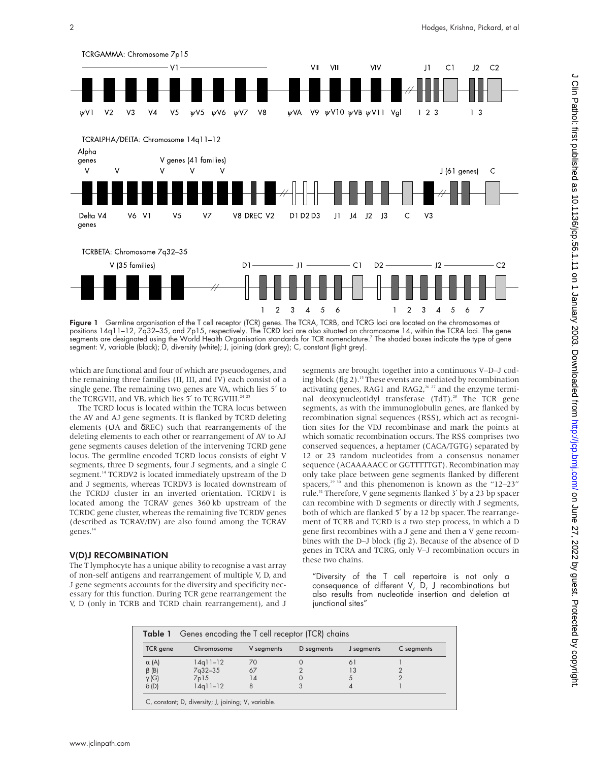TCRGAMMA: Chromosome 7p15

TCRALPHA/DELTA: Chromosome 14q11–12

TCRBETA: Chromosome 7q32–35

**Figure 1** Germline organisation of the T cell receptor (TCR) genes. The TCRA, TCRB, and TCRG loci are located on the chromosomes at positions 14q11–12, 7q32–35, and 7p15, respectively. The TCRD loci are also situated on chromosome 14, within the TCRA loci. The gene segments are designated using the World Health Organisation standards for TCR nomenclature.[7] The shaded boxes indicate the type of gene segment: V, variable (black); D, diversity (white); J, joining (dark grey); C, constant (light grey).

which are functional and four of which are pseudogenes, and the remaining three families (II, III, and IV) each consist of a single gene. The remaining two genes are VA, which lies 5′ to the TCRGVII, and VB, which lies 5′ to TCRGVIII.[24 25]

The TCRD locus is located within the TCRA locus between the AV and AJ gene segments. It is flanked by TCRD deleting elements (ψJA and δREC) such that rearrangements of the deleting elements to each other or rearrangement of AV to AJ gene segments causes deletion of the intervening TCRD gene locus. The germline encoded TCRD locus consists of eight V segments, three D segments, four J segments, and a single C segment.[14] TCRDV2 is located immediately upstream of the D and J segments, whereas TCRDV3 is located downstream of the TCRDJ cluster in an inverted orientation. TCRDV1 is located among the TCRAV genes 360 kb upstream of the TCRDC gene cluster, whereas the remaining five TCRDV genes (described as TCRAV/DV) are also found among the TCRAV genes.[14]

## V(D)J RECOMBINATION

The T lymphocyte has a unique ability to recognise a vast array of non-self antigens and rearrangement of multiple V, D, and J gene segments accounts for the diversity and specificity necessary for this function. During TCR gene rearrangement the V, D (only in TCRB and TCRD chain rearrangement), and J segments are brought together into a continuous V–D–J coding block (fig 2).[15] These events are mediated by recombination activating genes, RAG1 and RAG2,[26 27] and the enzyme terminal deoxynucleotidyl transferase (TdT).[28] The TCR gene segments, as with the immunoglobulin genes, are flanked by recombination signal sequences (RSS), which act as recognition sites for the VDJ recombinase and mark the points at which somatic recombination occurs. The RSS comprises two conserved sequences, a heptamer (CACA/TGTG) separated by 12 or 23 random nucleotides from a consensus nonamer sequence (ACAAAAACC or GGTTTTTGT). Recombination may only take place between gene segments flanked by different spacers,[29 30] and this phenomenon is known as the "12–23" rule.[31] Therefore, V gene segments flanked 3′ by a 23 bp spacer can recombine with D segments or directly with J segments, both of which are flanked 5′ by a 12 bp spacer. The rearrangement of TCRB and TCRD is a two step process, in which a D gene first recombines with a J gene and then a V gene recombines with the D–J block (fig 2). Because of the absence of D genes in TCRA and TCRG, only V–J recombination occurs in these two chains.

> "Diversity of the T cell repertoire is not only a consequence of different V, D, J recombinations but also results from nucleotide insertion and deletion at junctional sites"

**Table 1** Genes encoding the T cell receptor (TCR) chains

| TCR gene | Chromosome | V segments | D segments | J segments | C segments |
|---|---|---|---|---|---|
| α (A) | 14q11–12 | 70 | 0 | 61 | 1 |
| β (B) | 7q32–35 | 67 | 2 | 13 | 2 |
| γ (G) | 7p15 | 14 | 0 | 5 | 2 |
| δ (D) | 14q11–12 | 8 | 3 | 4 | 1 |

C, constant; D, diversity; J, joining; V, variable.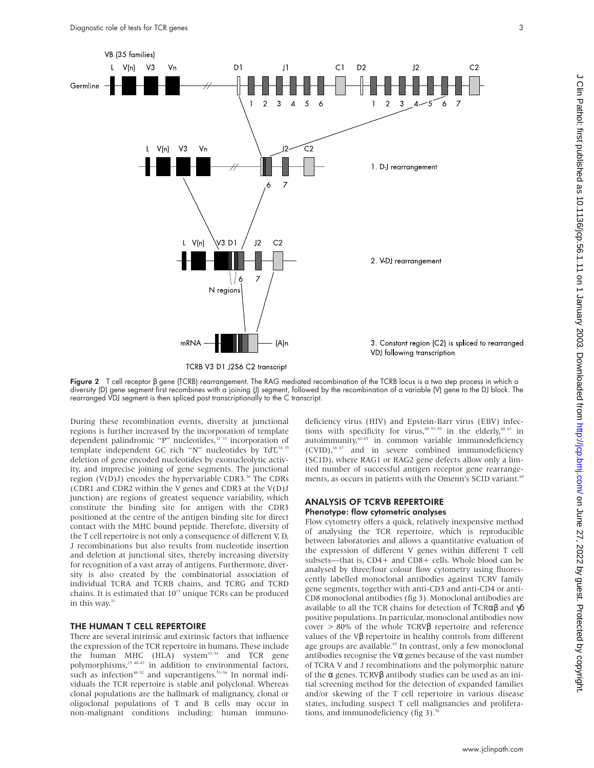Figure 2 T cell receptor β gene (TCRB) rearrangement. The RAG mediated recombination of the TCRB locus is a two step process in which a diversity (D) gene segment first recombines with a joining (J) segment, followed by the recombination of a variable (V) gene to the DJ block. The rearranged VDJ segment is then spliced post transcriptionally to the C transcript.

During these recombination events, diversity at junctional regions is further increased by the incorporation of template dependent palindromic "P" nucleotides,[32 33] incorporation of template independent GC rich "N" nucleotides by TdT,[34 35] deletion of gene encoded nucleotides by exonucleolytic activity, and imprecise joining of gene segments. The junctional region (V(D)J) encodes the hypervariable CDR3.[36] The CDRs (CDR1 and CDR2 within the V genes and CDR3 at the V(D)J junction) are regions of greatest sequence variability, which constitute the binding site for antigen with the CDR3 positioned at the centre of the antigen binding site for direct contact with the MHC bound peptide. Therefore, diversity of the T cell repertoire is not only a consequence of different V, D, J recombinations but also results from nucleotide insertion and deletion at junctional sites, thereby increasing diversity for recognition of a vast array of antigens. Furthermore, diversity is also created by the combinatorial association of individual TCRA and TCRB chains, and TCRG and TCRD chains. It is estimated that $10^{15}$ unique TCRs can be produced in this way.[31]

## THE HUMAN T CELL REPERTOIRE

There are several intrinsic and extrinsic factors that influence the expression of the TCR repertoire in humans. These include the human MHC (HLA) system[37–39] and TCR gene polymorphisms,[25 40–47] in addition to environmental factors, such as infection[48–52] and superantigens.[53–56] In normal individuals the TCR repertoire is stable and polyclonal. Whereas clonal populations are the hallmark of malignancy, clonal or oligoclonal populations of T and B cells may occur in non-malignant conditions including: human immunodeficiency virus (HIV) and Epstein-Barr virus (EBV) infections with specificity for virus,[48 57–59] in the elderly,[60 61] in autoimmunity,[62–65] in common variable immunodeficiency (CVID),[66 67] and in severe combined immunodeficiency (SCID), where RAG1 or RAG2 gene defects allow only a limited number of successful antigen receptor gene rearrangements, as occurs in patients with the Omenn's SCID variant.[68]

## ANALYSIS OF TCRVB REPERTOIRE

### Phenotype: flow cytometric analyses

Flow cytometry offers a quick, relatively inexpensive method of analysing the TCR repertoire, which is reproducible between laboratories and allows a quantitative evaluation of the expression of different V genes within different T cell subsets—that is, CD4+ and CD8+ cells. Whole blood can be analysed by three/four colour flow cytometry using fluorescently labelled monoclonal antibodies against TCRV family gene segments, together with anti-CD3 and anti-CD4 or anti-CD8 monoclonal antibodies (fig 3). Monoclonal antibodies are available to all the TCR chains for detection of TCRαβ and γδ positive populations. In particular, monoclonal antibodies now cover > 80% of the whole TCRVβ repertoire and reference values of the Vβ repertoire in healthy controls from different age groups are available.[69] In contrast, only a few monoclonal antibodies recognise the Vα genes because of the vast number of TCRA V and J recombinations and the polymorphic nature of the α genes. TCRVβ antibody studies can be used as an initial screening method for the detection of expanded families and/or skewing of the T cell repertoire in various disease states, including suspect T cell malignancies and proliferations, and immunodeficiency (fig 3).[70]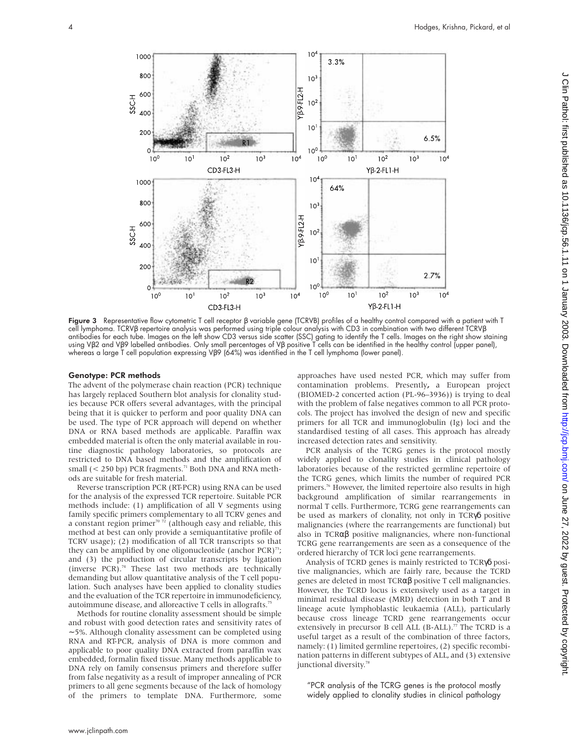**Figure 3** Representative flow cytometric T cell receptor β variable gene (TCRVB) profiles of a healthy control compared with a patient with T cell lymphoma. TCRVβ repertoire analysis was performed using triple colour analysis with CD3 in combination with two different TCRVβ antibodies for each tube. Images on the left show CD3 versus side scatter (SSC) gating to identify the T cells. Images on the right show staining using Vβ2 and Vβ9 labelled antibodies. Only small percentages of Vβ positive T cells can be identified in the healthy control (upper panel), whereas a large T cell population expressing Vβ9 (64%) was identified in the T cell lymphoma (lower panel).

#### Genotype: PCR methods

The advent of the polymerase chain reaction (PCR) technique has largely replaced Southern blot analysis for clonality studies because PCR offers several advantages, with the principal being that it is quicker to perform and poor quality DNA can be used. The type of PCR approach will depend on whether DNA or RNA based methods are applicable. Paraffin wax embedded material is often the only material available in routine diagnostic pathology laboratories, so protocols are restricted to DNA based methods and the amplification of small (< 250 bp) PCR fragments.[71] Both DNA and RNA methods are suitable for fresh material.

Reverse transcription PCR (RT-PCR) using RNA can be used for the analysis of the expressed TCR repertoire. Suitable PCR methods include: (1) amplification of all V segments using family specific primers complementary to all TCRV genes and a constant region primer[70 72] (although easy and reliable, this method at best can only provide a semiquantitative profile of TCRV usage); (2) modification of all TCR transcripts so that they can be amplified by one oligonucleotide (anchor PCR)[73]; and (3) the production of circular transcripts by ligation (inverse PCR).[74] These last two methods are technically demanding but allow quantitative analysis of the T cell population. Such analyses have been applied to clonality studies and the evaluation of the TCR repertoire in immunodeficiency, autoimmune disease, and alloreactive T cells in allografts.[75]

Methods for routine clonality assessment should be simple and robust with good detection rates and sensitivity rates of ~5%. Although clonality assessment can be completed using RNA and RT-PCR, analysis of DNA is more common and applicable to poor quality DNA extracted from paraffin wax embedded, formalin fixed tissue. Many methods applicable to DNA rely on family consensus primers and therefore suffer from false negativity as a result of improper annealing of PCR primers to all gene segments because of the lack of homology of the primers to template DNA. Furthermore, some approaches have used nested PCR, which may suffer from contamination problems. Presently, a European project (BIOMED-2 concerted action (PL-96–3936)) is trying to deal with the problem of false negatives common to all PCR protocols. The project has involved the design of new and specific primers for all TCR and immunoglobulin (Ig) loci and the standardised testing of all cases. This approach has already increased detection rates and sensitivity.

PCR analysis of the TCRG genes is the protocol mostly widely applied to clonality studies in clinical pathology laboratories because of the restricted germline repertoire of the TCRG genes, which limits the number of required PCR primers.[76] However, the limited repertoire also results in high background amplification of similar rearrangements in normal T cells. Furthermore, TCRG gene rearrangements can be used as markers of clonality, not only in TCRγδ positive malignancies (where the rearrangements are functional) but also in TCRαβ positive malignancies, where non-functional TCRG gene rearrangements are seen as a consequence of the ordered hierarchy of TCR loci gene rearrangements.

Analysis of TCRD genes is mainly restricted to TCRγδ positive malignancies, which are fairly rare, because the TCRD genes are deleted in most TCRαβ positive T cell malignancies. However, the TCRD locus is extensively used as a target in minimal residual disease (MRD) detection in both T and B lineage acute lymphoblastic leukaemia (ALL), particularly because cross lineage TCRD gene rearrangements occur extensively in precursor B cell ALL (B-ALL).[77] The TCRD is a useful target as a result of the combination of three factors, namely: (1) limited germline repertoires, (2) specific recombination patterns in different subtypes of ALL, and (3) extensive junctional diversity.[78]

"PCR analysis of the TCRG genes is the protocol mostly widely applied to clonality studies in clinical pathology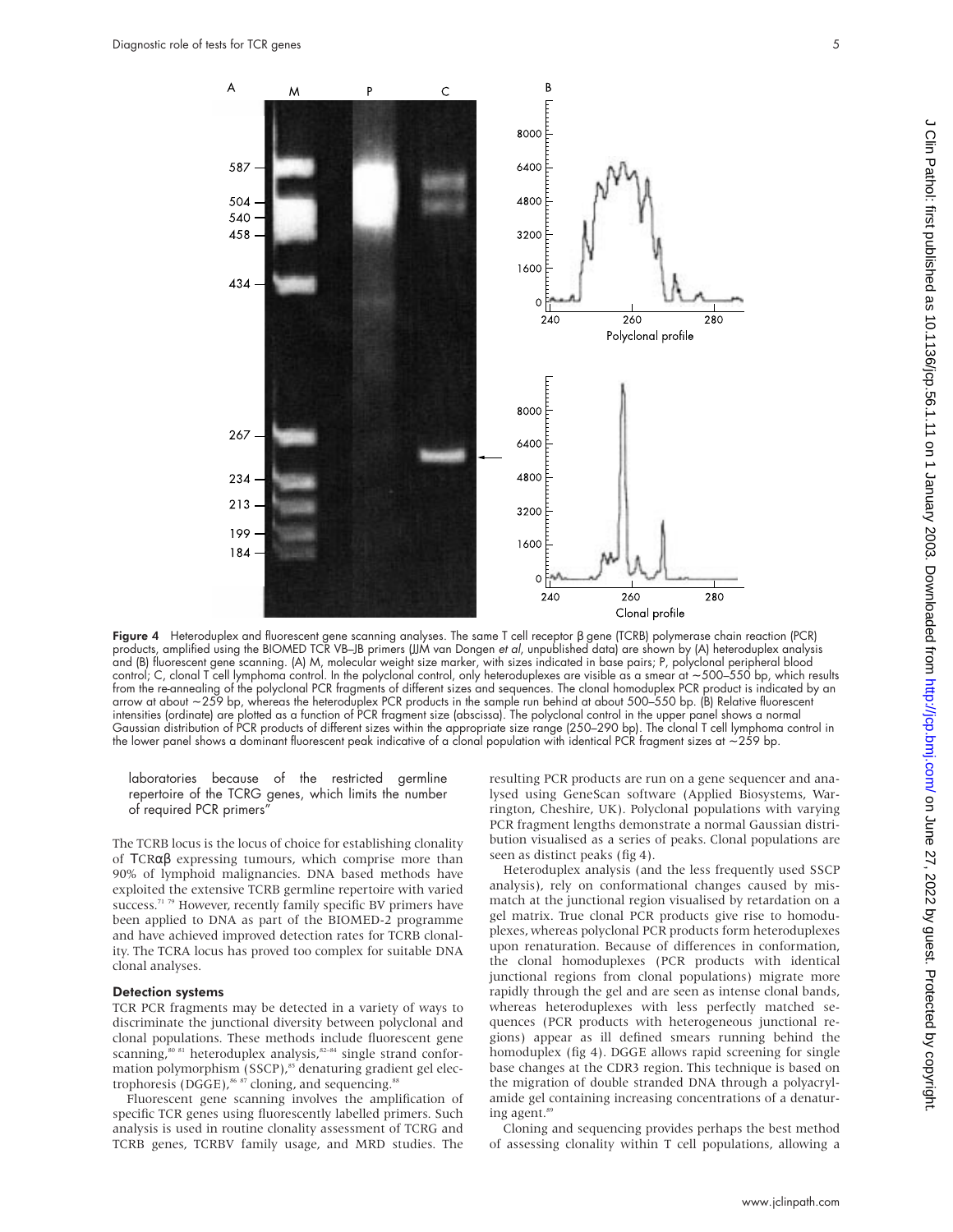Figure 4 Heteroduplex and fluorescent gene scanning analyses. The same T cell receptor β gene (TCRB) polymerase chain reaction (PCR) products, amplified using the BIOMED TCR VB–JB primers (JJM van Dongen *et al*, unpublished data) are shown by (A) heteroduplex analysis and (B) fluorescent gene scanning. (A) M, molecular weight size marker, with sizes indicated in base pairs; P, polyclonal peripheral blood control; C, clonal T cell lymphoma control. In the polyclonal control, only heteroduplexes are visible as a smear at ~500–550 bp, which results from the re-annealing of the polyclonal PCR fragments of different sizes and sequences. The clonal homoduplex PCR product is indicated by an arrow at about ~259 bp, whereas the heteroduplex PCR products in the sample run behind at about 500–550 bp. (B) Relative fluorescent intensities (ordinate) are plotted as a function of PCR fragment size (abscissa). The polyclonal control in the upper panel shows a normal Gaussian distribution of PCR products of different sizes within the appropriate size range (250–290 bp). The clonal T cell lymphoma control in the lower panel shows a dominant fluorescent peak indicative of a clonal population with identical PCR fragment sizes at ~259 bp.

laboratories because of the restricted germline repertoire of the TCRG genes, which limits the number of required PCR primers"

The TCRB locus is the locus of choice for establishing clonality of TCRαβ expressing tumours, which comprise more than 90% of lymphoid malignancies. DNA based methods have exploited the extensive TCRB germline repertoire with varied success.[71 79] However, recently family specific BV primers have been applied to DNA as part of the BIOMED-2 programme and have achieved improved detection rates for TCRB clonality. The TCRA locus has proved too complex for suitable DNA clonal analyses.

### Detection systems

TCR PCR fragments may be detected in a variety of ways to discriminate the junctional diversity between polyclonal and clonal populations. These methods include fluorescent gene scanning,[80 81] heteroduplex analysis,[82–84] single strand conformation polymorphism (SSCP),[85] denaturing gradient gel electrophoresis (DGGE),[86 87] cloning, and sequencing.[88]

Fluorescent gene scanning involves the amplification of specific TCR genes using fluorescently labelled primers. Such analysis is used in routine clonality assessment of TCRG and TCRB genes, TCRBV family usage, and MRD studies. The resulting PCR products are run on a gene sequencer and analysed using GeneScan software (Applied Biosystems, Warrington, Cheshire, UK). Polyclonal populations with varying PCR fragment lengths demonstrate a normal Gaussian distribution visualised as a series of peaks. Clonal populations are seen as distinct peaks (fig 4).

Heteroduplex analysis (and the less frequently used SSCP analysis), rely on conformational changes caused by mismatch at the junctional region visualised by retardation on a gel matrix. True clonal PCR products give rise to homoduplexes, whereas polyclonal PCR products form heteroduplexes upon renaturation. Because of differences in conformation, the clonal homoduplexes (PCR products with identical junctional regions from clonal populations) migrate more rapidly through the gel and are seen as intense clonal bands, whereas heteroduplexes with less perfectly matched sequences (PCR products with heterogeneous junctional regions) appear as ill defined smears running behind the homoduplex (fig 4). DGGE allows rapid screening for single base changes at the CDR3 region. This technique is based on the migration of double stranded DNA through a polyacrylamide gel containing increasing concentrations of a denaturing agent.[89]

Cloning and sequencing provides perhaps the best method of assessing clonality within T cell populations, allowing a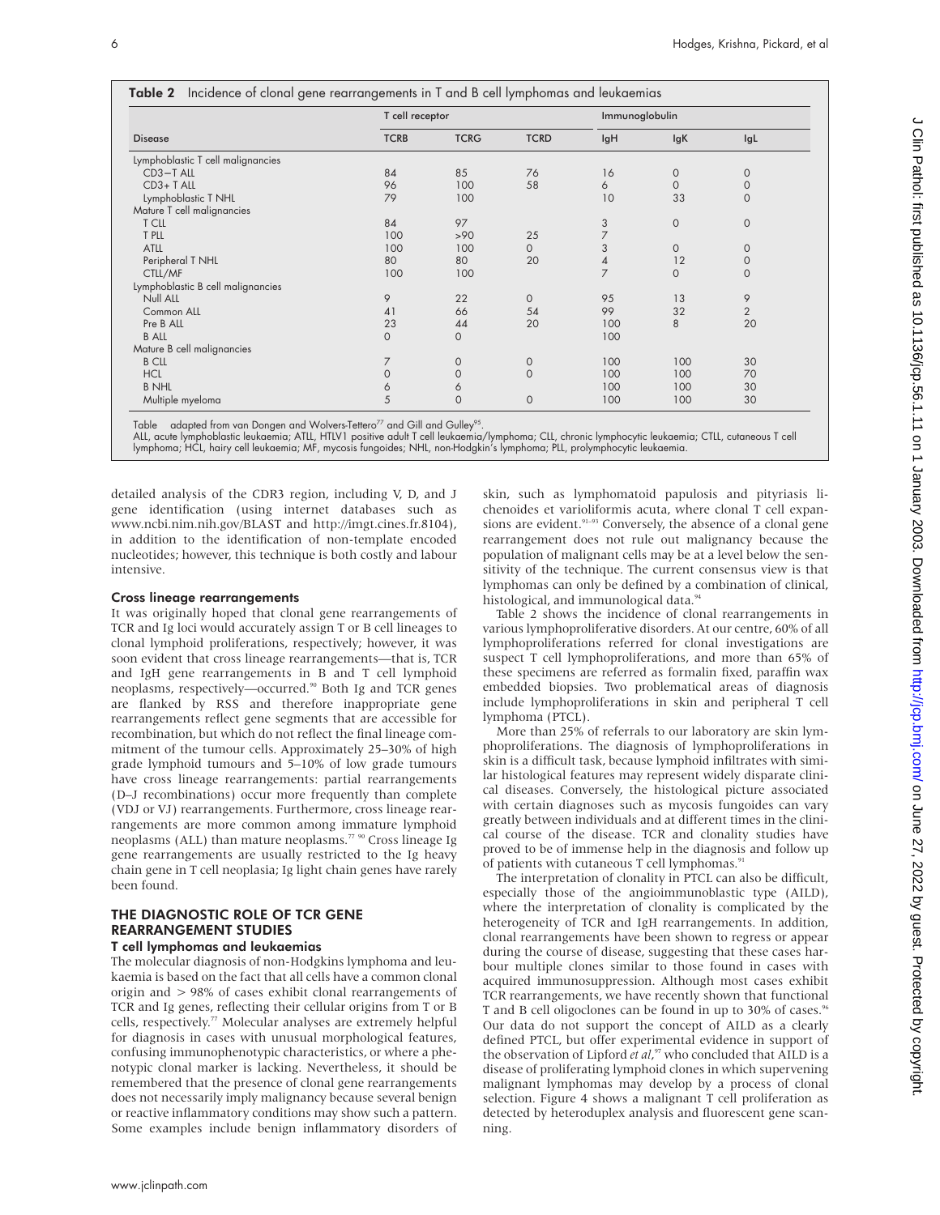**Table 2** Incidence of clonal gene rearrangements in T and B cell lymphomas and leukaemias

| | T cell receptor | | | Immunoglobulin | | |
|---|---|---|---|---|---|---|
| **Disease** | **TCRB** | **TCRG** | **TCRD** | **IgH** | **IgK** | **IgL** |
| Lymphoblastic T cell malignancies | | | | | | |
| CD3−T ALL | 84 | 85 | 76 | 16 | 0 | 0 |
| CD3+ T ALL | 96 | 100 | 58 | 6 | 0 | 0 |
| Lymphoblastic T NHL | 79 | 100 | | 10 | 33 | 0 |
| Mature T cell malignancies | | | | | | |
| T CLL | 84 | 97 | | 3 | 0 | 0 |
| T PLL | 100 | >90 | 25 | 7 | | |
| ATLL | 100 | 100 | 0 | 3 | 0 | 0 |
| Peripheral T NHL | 80 | 80 | 20 | 4 | 12 | 0 |
| CTLL/MF | 100 | 100 | | 7 | 0 | 0 |
| Lymphoblastic B cell malignancies | | | | | | |
| Null ALL | 9 | 22 | 0 | 95 | 13 | 9 |
| Common ALL | 41 | 66 | 54 | 99 | 32 | 2 |
| Pre B ALL | 23 | 44 | 20 | 100 | 8 | 20 |
| B ALL | 0 | 0 | | 100 | | |
| Mature B cell malignancies | | | | | | |
| B CLL | 7 | 0 | 0 | 100 | 100 | 30 |
| HCL | 0 | 0 | 0 | 100 | 100 | 70 |
| B NHL | 6 | 6 | | 100 | 100 | 30 |
| Multiple myeloma | 5 | 0 | 0 | 100 | 100 | 30 |

Table adapted from van Dongen and Wolvers-Tettero[77] and Gill and Gulley[95].
ALL, acute lymphoblastic leukaemia; ATLL, HTLV1 positive adult T cell leukaemia/lymphoma; CLL, chronic lymphocytic leukaemia; CTLL, cutaneous T cell lymphoma; HCL, hairy cell leukaemia; MF, mycosis fungoides; NHL, non-Hodgkin's lymphoma; PLL, prolymphocytic leukaemia.

detailed analysis of the CDR3 region, including V, D, and J gene identification (using internet databases such as www.ncbi.nim.nih.gov/BLAST and http://imgt.cines.fr.8104), in addition to the identification of non-template encoded nucleotides; however, this technique is both costly and labour intensive.

### Cross lineage rearrangements

It was originally hoped that clonal gene rearrangements of TCR and Ig loci would accurately assign T or B cell lineages to clonal lymphoid proliferations, respectively; however, it was soon evident that cross lineage rearrangements—that is, TCR and IgH gene rearrangements in B and T cell lymphoid neoplasms, respectively—occurred.[90] Both Ig and TCR genes are flanked by RSS and therefore inappropriate gene rearrangements reflect gene segments that are accessible for recombination, but which do not reflect the final lineage commitment of the tumour cells. Approximately 25–30% of high grade lymphoid tumours and 5–10% of low grade tumours have cross lineage rearrangements: partial rearrangements (D–J recombinations) occur more frequently than complete (VDJ or VJ) rearrangements. Furthermore, cross lineage rearrangements are more common among immature lymphoid neoplasms (ALL) than mature neoplasms.[77 90] Cross lineage Ig gene rearrangements are usually restricted to the Ig heavy chain gene in T cell neoplasia; Ig light chain genes have rarely been found.

## THE DIAGNOSTIC ROLE OF TCR GENE REARRANGEMENT STUDIES

### T cell lymphomas and leukaemias

The molecular diagnosis of non-Hodgkins lymphoma and leukaemia is based on the fact that all cells have a common clonal origin and > 98% of cases exhibit clonal rearrangements of TCR and Ig genes, reflecting their cellular origins from T or B cells, respectively.[77] Molecular analyses are extremely helpful for diagnosis in cases with unusual morphological features, confusing immunophenotypic characteristics, or where a phenotypic clonal marker is lacking. Nevertheless, it should be remembered that the presence of clonal gene rearrangements does not necessarily imply malignancy because several benign or reactive inflammatory conditions may show such a pattern. Some examples include benign inflammatory disorders of skin, such as lymphomatoid papulosis and pityriasis lichenoides et varioliformis acuta, where clonal T cell expansions are evident.[91–93] Conversely, the absence of a clonal gene rearrangement does not rule out malignancy because the population of malignant cells may be at a level below the sensitivity of the technique. The current consensus view is that lymphomas can only be defined by a combination of clinical, histological, and immunological data.[94]

Table 2 shows the incidence of clonal rearrangements in various lymphoproliferative disorders. At our centre, 60% of all lymphoproliferations referred for clonal investigations are suspect T cell lymphoproliferations, and more than 65% of these specimens are referred as formalin fixed, paraffin wax embedded biopsies. Two problematical areas of diagnosis include lymphoproliferations in skin and peripheral T cell lymphoma (PTCL).

More than 25% of referrals to our laboratory are skin lymphoproliferations. The diagnosis of lymphoproliferations in skin is a difficult task, because lymphoid infiltrates with similar histological features may represent widely disparate clinical diseases. Conversely, the histological picture associated with certain diagnoses such as mycosis fungoides can vary greatly between individuals and at different times in the clinical course of the disease. TCR and clonality studies have proved to be of immense help in the diagnosis and follow up of patients with cutaneous T cell lymphomas.[91]

The interpretation of clonality in PTCL can also be difficult, especially those of the angioimmunoblastic type (AILD), where the interpretation of clonality is complicated by the heterogeneity of TCR and IgH rearrangements. In addition, clonal rearrangements have been shown to regress or appear during the course of disease, suggesting that these cases harbour multiple clones similar to those found in cases with acquired immunosuppression. Although most cases exhibit TCR rearrangements, we have recently shown that functional T and B cell oligoclones can be found in up to 30% of cases.[96] Our data do not support the concept of AILD as a clearly defined PTCL, but offer experimental evidence in support of the observation of Lipford *et al*,[97] who concluded that AILD is a disease of proliferating lymphoid clones in which supervening malignant lymphomas may develop by a process of clonal selection. Figure 4 shows a malignant T cell proliferation as detected by heteroduplex analysis and fluorescent gene scanning.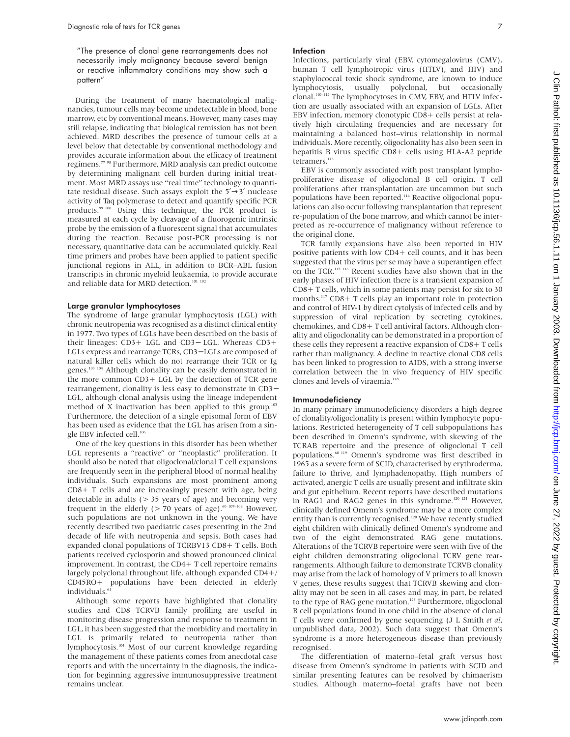"The presence of clonal gene rearrangements does not necessarily imply malignancy because several benign or reactive inflammatory conditions may show such a pattern"

During the treatment of many haematological malignancies, tumour cells may become undetectable in blood, bone marrow, etc by conventional means. However, many cases may still relapse, indicating that biological remission has not been achieved. MRD describes the presence of tumour cells at a level below that detectable by conventional methodology and provides accurate information about the efficacy of treatment regimens.[77 98] Furthermore, MRD analysis can predict outcome by determining malignant cell burden during initial treatment. Most MRD assays use "real time" technology to quantitate residual disease. Such assays exploit the 5′→3′ nuclease activity of Taq polymerase to detect and quantify specific PCR products.[99 100] Using this technique, the PCR product is measured at each cycle by cleavage of a fluorogenic intrinsic probe by the emission of a fluorescent signal that accumulates during the reaction. Because post-PCR processing is not necessary, quantitative data can be accumulated quickly. Real time primers and probes have been applied to patient specific junctional regions in ALL, in addition to BCR–ABL fusion transcripts in chronic myeloid leukaemia, to provide accurate and reliable data for MRD detection.[101 102]

### Large granular lymphocytoses

The syndrome of large granular lymphocytosis (LGL) with chronic neutropenia was recognised as a distinct clinical entity in 1977. Two types of LGLs have been described on the basis of their lineages: CD3+ LGL and CD3− LGL. Whereas CD3+ LGLs express and rearrange TCRs, CD3−LGLs are composed of natural killer cells which do not rearrange their TCR or Ig genes.[103 104] Although clonality can be easily demonstrated in the more common CD3+ LGL by the detection of TCR gene rearrangement, clonality is less easy to demonstrate in CD3− LGL, although clonal analysis using the lineage independent method of X inactivation has been applied to this group.[105] Furthermore, the detection of a single episomal form of EBV has been used as evidence that the LGL has arisen from a single EBV infected cell.[106]

One of the key questions in this disorder has been whether LGL represents a "reactive" or "neoplastic" proliferation. It should also be noted that oligoclonal/clonal T cell expansions are frequently seen in the peripheral blood of normal healthy individuals. Such expansions are most prominent among CD8+ T cells and are increasingly present with age, being detectable in adults (> 35 years of age) and becoming very frequent in the elderly (> 70 years of age).[60 107–109] However, such populations are not unknown in the young. We have recently described two paediatric cases presenting in the 2nd decade of life with neutropenia and sepsis. Both cases had expanded clonal populations of TCRBV13 CD8+ T cells. Both patients received cyclosporin and showed pronounced clinical improvement. In contrast, the CD4+ T cell repertoire remains largely polyclonal throughout life, although expanded CD4+/CD45RO+ populations have been detected in elderly individuals.[61]

Although some reports have highlighted that clonality studies and CD8 TCRVB family profiling are useful in monitoring disease progression and response to treatment in LGL, it has been suggested that the morbidity and mortality in LGL is primarily related to neutropenia rather than lymphocytosis.[104] Most of our current knowledge regarding the management of these patients comes from anecdotal case reports and with the uncertainty in the diagnosis, the indication for beginning aggressive immunosuppressive treatment remains unclear.

### Infection

Infections, particularly viral (EBV, cytomegalovirus (CMV), human T cell lymphotropic virus (HTLV), and HIV) and staphylococcal toxic shock syndrome, are known to induce lymphocytosis, usually polyclonal, but occasionally clonal.[110–112] The lymphocytoses in CMV, EBV, and HTLV infection are usually associated with an expansion of LGLs. After EBV infection, memory clonotypic CD8+ cells persist at relatively high circulating frequencies and are necessary for maintaining a balanced host–virus relationship in normal individuals. More recently, oligoclonality has also been seen in hepatitis B virus specific CD8+ cells using HLA-A2 peptide tetramers.[113]

EBV is commonly associated with post transplant lymphoproliferative disease of oligoclonal B cell origin. T cell proliferations after transplantation are uncommon but such populations have been reported.[114] Reactive oligoclonal populations can also occur following transplantation that represent re-population of the bone marrow, and which cannot be interpreted as re-occurrence of malignancy without reference to the original clone.

TCR family expansions have also been reported in HIV positive patients with low CD4+ cell counts, and it has been suggested that the virus per se may have a superantigen effect on the TCR.[115 116] Recent studies have also shown that in the early phases of HIV infection there is a transient expansion of CD8+ T cells, which in some patients may persist for six to 30 months.[117] CD8+ T cells play an important role in protection and control of HIV-1 by direct cytolysis of infected cells and by suppression of viral replication by secreting cytokines, chemokines, and CD8+ T cell antiviral factors. Although clonality and oligoclonality can be demonstrated in a proportion of these cells they represent a reactive expansion of CD8+ T cells rather than malignancy. A decline in reactive clonal CD8 cells has been linked to progression to AIDS, with a strong inverse correlation between the in vivo frequency of HIV specific clones and levels of viraemia.[118]

### Immunodeficiency

In many primary immunodeficiency disorders a high degree of clonality/oligoclonality is present within lymphocyte populations. Restricted heterogeneity of T cell subpopulations has been described in Omenn's syndrome, with skewing of the TCRAB repertoire and the presence of oligoclonal T cell populations.[68 119] Omenn's syndrome was first described in 1965 as a severe form of SCID, characterised by erythroderma, failure to thrive, and lymphadenopathy. High numbers of activated, anergic T cells are usually present and infiltrate skin and gut epithelium. Recent reports have described mutations in RAG1 and RAG2 genes in this syndrome.[120 121] However, clinically defined Omenn's syndrome may be a more complex entity than is currently recognised.[120] We have recently studied eight children with clinically defined Omenn's syndrome and two of the eight demonstrated RAG gene mutations. Alterations of the TCRVB repertoire were seen with five of the eight children demonstrating oligoclonal TCRV gene rearrangements. Although failure to demonstrate TCRVB clonality may arise from the lack of homology of V primers to all known V genes, these results suggest that TCRVB skewing and clonality may not be seen in all cases and may, in part, be related to the type of RAG gene mutation.[122] Furthermore, oligoclonal B cell populations found in one child in the absence of clonal T cells were confirmed by gene sequencing (J L Smith *et al*, unpublished data, 2002). Such data suggest that Omenn's syndrome is a more heterogeneous disease than previously recognised.

The differentiation of materno–fetal graft versus host disease from Omenn's syndrome in patients with SCID and similar presenting features can be resolved by chimaerism studies. Although materno–foetal grafts have not been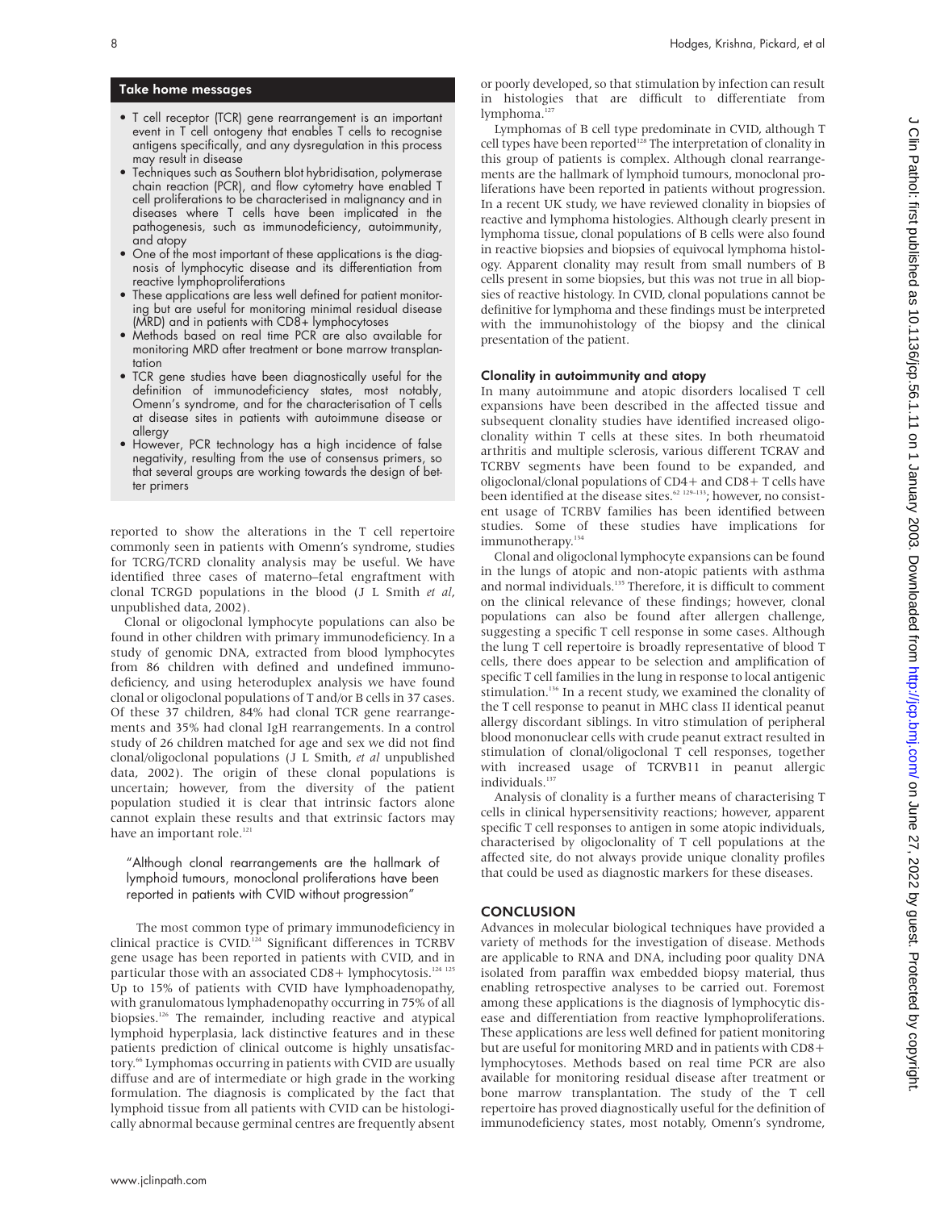## Take home messages

- T cell receptor (TCR) gene rearrangement is an important event in T cell ontogeny that enables T cells to recognise antigens specifically, and any dysregulation in this process may result in disease
- Techniques such as Southern blot hybridisation, polymerase chain reaction (PCR), and flow cytometry have enabled T cell proliferations to be characterised in malignancy and in diseases where T cells have been implicated in the pathogenesis, such as immunodeficiency, autoimmunity, and atopy
- One of the most important of these applications is the diagnosis of lymphocytic disease and its differentiation from reactive lymphoproliferations
- These applications are less well defined for patient monitoring but are useful for monitoring minimal residual disease (MRD) and in patients with CD8+ lymphocytoses
- Methods based on real time PCR are also available for monitoring MRD after treatment or bone marrow transplantation
- TCR gene studies have been diagnostically useful for the definition of immunodeficiency states, most notably, Omenn's syndrome, and for the characterisation of T cells at disease sites in patients with autoimmune disease or allergy
- However, PCR technology has a high incidence of false negativity, resulting from the use of consensus primers, so that several groups are working towards the design of better primers

reported to show the alterations in the T cell repertoire commonly seen in patients with Omenn's syndrome, studies for TCRG/TCRD clonality analysis may be useful. We have identified three cases of materno–fetal engraftment with clonal TCRGD populations in the blood (J L Smith *et al*, unpublished data, 2002).

Clonal or oligoclonal lymphocyte populations can also be found in other children with primary immunodeficiency. In a study of genomic DNA, extracted from blood lymphocytes from 86 children with defined and undefined immunodeficiency, and using heteroduplex analysis we have found clonal or oligoclonal populations of T and/or B cells in 37 cases. Of these 37 children, 84% had clonal TCR gene rearrangements and 35% had clonal IgH rearrangements. In a control study of 26 children matched for age and sex we did not find clonal/oligoclonal populations (J L Smith, *et al* unpublished data, 2002). The origin of these clonal populations is uncertain; however, from the diversity of the patient population studied it is clear that intrinsic factors alone cannot explain these results and that extrinsic factors may have an important role.[121]

> "Although clonal rearrangements are the hallmark of lymphoid tumours, monoclonal proliferations have been reported in patients with CVID without progression"

The most common type of primary immunodeficiency in clinical practice is CVID.[124] Significant differences in TCRBV gene usage has been reported in patients with CVID, and in particular those with an associated CD8+ lymphocytosis.[124 125] Up to 15% of patients with CVID have lymphoadenopathy, with granulomatous lymphadenopathy occurring in 75% of all biopsies.[126] The remainder, including reactive and atypical lymphoid hyperplasia, lack distinctive features and in these patients prediction of clinical outcome is highly unsatisfactory.[66] Lymphomas occurring in patients with CVID are usually diffuse and are of intermediate or high grade in the working formulation. The diagnosis is complicated by the fact that lymphoid tissue from all patients with CVID can be histologically abnormal because germinal centres are frequently absent or poorly developed, so that stimulation by infection can result in histologies that are difficult to differentiate from lymphoma.[127]

Lymphomas of B cell type predominate in CVID, although T cell types have been reported[128] The interpretation of clonality in this group of patients is complex. Although clonal rearrangements are the hallmark of lymphoid tumours, monoclonal proliferations have been reported in patients without progression. In a recent UK study, we have reviewed clonality in biopsies of reactive and lymphoma histologies. Although clearly present in lymphoma tissue, clonal populations of B cells were also found in reactive biopsies and biopsies of equivocal lymphoma histology. Apparent clonality may result from small numbers of B cells present in some biopsies, but this was not true in all biopsies of reactive histology. In CVID, clonal populations cannot be definitive for lymphoma and these findings must be interpreted with the immunohistology of the biopsy and the clinical presentation of the patient.

### Clonality in autoimmunity and atopy

In many autoimmune and atopic disorders localised T cell expansions have been described in the affected tissue and subsequent clonality studies have identified increased oligoclonality within T cells at these sites. In both rheumatoid arthritis and multiple sclerosis, various different TCRAV and TCRBV segments have been found to be expanded, and oligoclonal/clonal populations of CD4+ and CD8+ T cells have been identified at the disease sites.[62 129–133]; however, no consistent usage of TCRBV families has been identified between studies. Some of these studies have implications for immunotherapy.[134]

Clonal and oligoclonal lymphocyte expansions can be found in the lungs of atopic and non-atopic patients with asthma and normal individuals.[135] Therefore, it is difficult to comment on the clinical relevance of these findings; however, clonal populations can also be found after allergen challenge, suggesting a specific T cell response in some cases. Although the lung T cell repertoire is broadly representative of blood T cells, there does appear to be selection and amplification of specific T cell families in the lung in response to local antigenic stimulation.[136] In a recent study, we examined the clonality of the T cell response to peanut in MHC class II identical peanut allergy discordant siblings. In vitro stimulation of peripheral blood mononuclear cells with crude peanut extract resulted in stimulation of clonal/oligoclonal T cell responses, together with increased usage of TCRVB11 in peanut allergic individuals.[137]

Analysis of clonality is a further means of characterising T cells in clinical hypersensitivity reactions; however, apparent specific T cell responses to antigen in some atopic individuals, characterised by oligoclonality of T cell populations at the affected site, do not always provide unique clonality profiles that could be used as diagnostic markers for these diseases.

## CONCLUSION

Advances in molecular biological techniques have provided a variety of methods for the investigation of disease. Methods are applicable to RNA and DNA, including poor quality DNA isolated from paraffin wax embedded biopsy material, thus enabling retrospective analyses to be carried out. Foremost among these applications is the diagnosis of lymphocytic disease and differentiation from reactive lymphoproliferations. These applications are less well defined for patient monitoring but are useful for monitoring MRD and in patients with CD8+ lymphocytoses. Methods based on real time PCR are also available for monitoring residual disease after treatment or bone marrow transplantation. The study of the T cell repertoire has proved diagnostically useful for the definition of immunodeficiency states, most notably, Omenn's syndrome,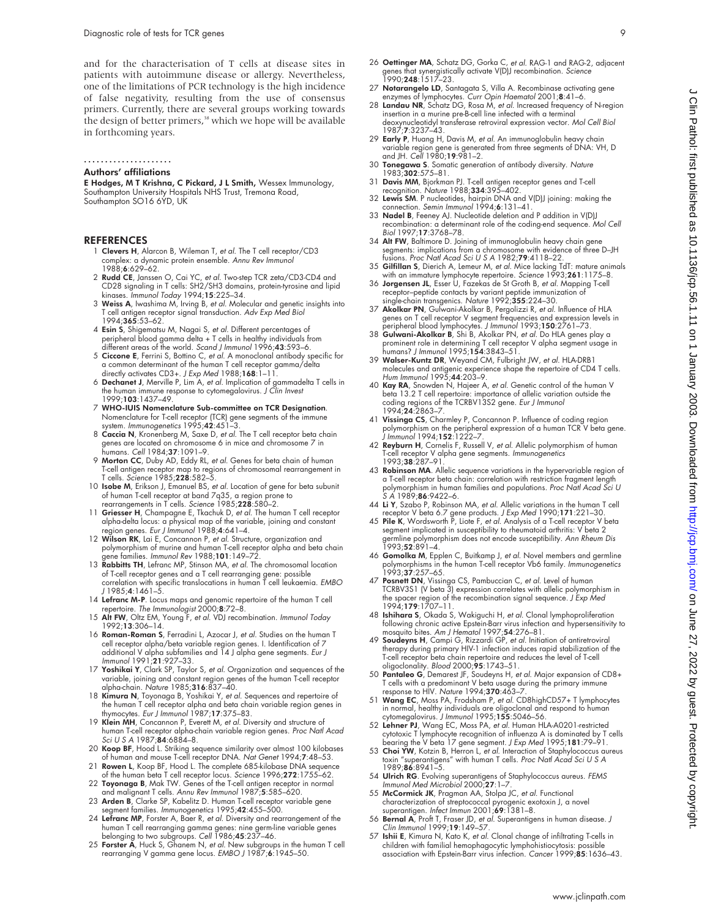and for the characterisation of T cells at disease sites in patients with autoimmune disease or allergy. Nevertheless, one of the limitations of PCR technology is the high incidence of false negativity, resulting from the use of consensus primers. Currently, there are several groups working towards the design of better primers,[58] which we hope will be available in forthcoming years.

.....................

### Authors' affiliations

**E Hodges, M T Krishna, C Pickard, J L Smith,** Wessex Immunology, Southampton University Hospitals NHS Trust, Tremona Road, Southampton SO16 6YD, UK

## REFERENCES

1. **Clevers H**, Alarcon B, Wileman T, *et al*. The T cell receptor/CD3 complex: a dynamic protein ensemble. *Annu Rev Immunol* 1988;**6**:629–62.
2. **Rudd CE**, Janssen O, Cai YC, *et al*. Two-step TCR zeta/CD3-CD4 and CD28 signaling in T cells: SH2/SH3 domains, protein-tyrosine and lipid kinases. *Immunol Today* 1994;**15**:225–34.
3. **Weiss A**, Iwashima M, Irving B, *et al*. Molecular and genetic insights into T cell antigen receptor signal transduction. *Adv Exp Med Biol* 1994;**365**:53–62.
4. **Esin S**, Shigematsu M, Nagai S, *et al*. Different percentages of peripheral blood gamma delta + T cells in healthy individuals from different areas of the world. *Scand J Immunol* 1996;**43**:593–6.
5. **Ciccone E**, Ferrini S, Bottino C, *et al*. A monoclonal antibody specific for a common determinant of the human T cell receptor gamma/delta directly activates CD3+. *J Exp Med* 1988;**168**:1–11.
6. **Dechanet J**, Merville P, Lim A, *et al*. Implication of gammadelta T cells in the human immune response to cytomegalovirus. *J Clin Invest* 1999;**103**:1437–49.
7. **WHO-IUIS Nomenclature Sub-committee on TCR Designation**. Nomenclature for T-cell receptor (TCR) gene segments of the immune system. *Immunogenetics* 1995;**42**:451–3.
8. **Caccia N**, Kronenberg M, Saxe D, *et al*. The T cell receptor beta chain genes are located on chromosome 6 in mice and chromosome 7 in humans. *Cell* 1984;**37**:1091–9.
9. **Morton CC**, Duby AD, Eddy RL, *et al*. Genes for beta chain of human T-cell antigen receptor map to regions of chromosomal rearrangement in T cells. *Science* 1985;**228**:582–5.
10. **Isobe M**, Erikson J, Emanuel BS, *et al*. Location of gene for beta subunit of human T-cell receptor at band 7q35, a region prone to rearrangements in T cells. *Science* 1985;**228**:580–2.
11. **Griesser H**, Champagne E, Tkachuk D, *et al*. The human T cell receptor alpha-delta locus: a physical map of the variable, joining and constant region genes. *Eur J Immunol* 1988;**4**:641–4.
12. **Wilson RK**, Lai E, Concannon P, *et al*. Structure, organization and polymorphism of murine and human T-cell receptor alpha and beta chain gene families. *Immunol Rev* 1988;**101**:149–72.
13. **Rabbitts TH**, Lefranc MP, Stinson MA, *et al*. The chromosomal location of T-cell receptor genes and a T cell rearranging gene: possible correlation with specific translocations in human T cell leukaemia. *EMBO J* 1985;**4**:1461–5.
14. **Lefranc M-P**. Locus maps and genomic repertoire of the human T cell repertoire. *The Immunologist* 2000;**8**:72–8.
15. **Alt FW**, Oltz EM, Young F, *et al*. VDJ recombination. *Immunol Today* 1992;**13**:306–14.
16. **Roman-Roman S**, Ferradini L, Azocar J, *et al*. Studies on the human T cell receptor alpha/beta variable region genes. I. Identification of 7 additional V alpha subfamilies and 14 J alpha gene segments. *Eur J Immunol* 1991;**21**:927–33.
17. **Yoshikai Y**, Clark SP, Taylor S, *et al*. Organization and sequences of the variable, joining and constant region genes of the human T-cell receptor alpha-chain. *Nature* 1985;**316**:837–40.
18. **Kimura N**, Toyonaga B, Yoshikai Y, *et al*. Sequences and repertoire of the human T cell receptor alpha and beta chain variable region genes in thymocytes. *Eur J Immunol* 1987;**17**:375–83.
19. **Klein MH**, Concannon P, Everett M, *et al*. Diversity and structure of human T-cell receptor alpha-chain variable region genes. *Proc Natl Acad Sci U S A* 1987;**84**:6884–8.
20. **Koop BF**, Hood L. Striking sequence similarity over almost 100 kilobases of human and mouse T-cell receptor DNA. *Nat Genet* 1994;**7**:48–53.
21. **Rowen L**, Koop BF, Hood L. The complete 685-kilobase DNA sequence of the human beta T cell receptor locus. *Science* 1996;**272**:1755–62.
22. **Toyonaga B**, Mak TW. Genes of the T-cell antigen receptor in normal and malignant T cells. *Annu Rev Immunol* 1987;**5**:585–620.
23. **Arden B**, Clarke SP, Kabelitz D. Human T-cell receptor variable gene segment families. *Immunogenetics* 1995;**42**:455–500.
24. **Lefranc MP**, Forster A, Baer R, *et al*. Diversity and rearrangement of the human T cell rearranging gamma genes: nine germ-line variable genes belonging to two subgroups. *Cell* 1986;**45**:237–46.
25. **Forster A**, Huck S, Ghanem N, *et al*. New subgroups in the human T cell rearranging V gamma gene locus. *EMBO J* 1987;**6**:1945–50.
26. **Oettinger MA**, Schatz DG, Gorka C, *et al*. RAG-1 and RAG-2, adjacent genes that synergistically activate V(D)J recombination. *Science* 1990;**248**:1517–23.
27. **Notarangelo LD**, Santagata S, Villa A. Recombinase activating gene enzymes of lymphocytes. *Curr Opin Haematol* 2001;**8**:41–6.
28. **Landau NR**, Schatz DG, Rosa M, *et al*. Increased frequency of N-region insertion in a murine pre-B-cell line infected with a terminal deoxynucleotidyl transferase retroviral expression vector. *Mol Cell Biol* 1987;**7**:3237–43.
29. **Early P**, Huang H, Davis M, *et al*. An immunoglobulin heavy chain variable region gene is generated from three segments of DNA: VH, D and JH. *Cell* 1980;**19**:981–2.
30. **Tonegawa S**. Somatic generation of antibody diversity. *Nature* 1983;**302**:575–81.
31. **Davis MM**, Bjorkman PJ. T-cell antigen receptor genes and T-cell recognition. *Nature* 1988;**334**:395–402.
32. **Lewis SM**. P nucleotides, hairpin DNA and V(D)J joining: making the connection. *Semin Immunol* 1994;**6**:131–41.
33. **Nadel B**, Feeney AJ. Nucleotide deletion and P addition in V(D)J recombination: a determinant role of the coding-end sequence. *Mol Cell Biol* 1997;**17**:3768–78.
34. **Alt FW**, Baltimore D. Joining of immunoglobulin heavy chain gene segments: implications from a chromosome with evidence of three D–JH fusions. *Proc Natl Acad Sci U S A* 1982;**79**:4118–22.
35. **Gilfillan S**, Dierich A, Lemeur M, *et al*. Mice lacking TdT: mature animals with an immature lymphocyte repertoire. *Science* 1993;**261**:1175–8.
36. **Jorgensen JL**, Esser U, Fazekas de St Groth B, *et al*. Mapping T-cell receptor–peptide contacts by variant peptide immunization of single-chain transgenics. *Nature* 1992;**355**:224–30.
37. **Akolkar PN**, Gulwani-Akolkar B, Pergolizzi R, *et al*. Influence of HLA genes on T cell receptor V segment frequencies and expression levels in peripheral blood lymphocytes. *J Immunol* 1993;**150**:2761–73.
38. **Gulwani-Akolkar B**, Shi B, Akolkar PN, *et al*. Do HLA genes play a prominent role in determining T cell receptor V alpha segment usage in humans? *J Immunol* 1995;**154**:3843–51.
39. **Walser-Kuntz DR**, Weyand CM, Fulbright JW, *et al*. HLA-DRB1 molecules and antigenic experience shape the repertoire of CD4 T cells. *Hum Immunol* 1995;**44**:203–9.
40. **Kay RA**, Snowden N, Hajeer A, *et al*. Genetic control of the human V beta 13.2 T cell repertoire: importance of allelic variation outside the coding regions of the TCRBV13S2 gene. *Eur J Immunol* 1994;**24**:2863–7.
41. **Vissinga CS**, Charmley P, Concannon P. Influence of coding region polymorphism on the peripheral expression of a human TCR V beta gene. *J Immunol* 1994;**152**:1222–7.
42. **Reyburn H**, Cornelis F, Russell V, *et al*. Allelic polymorphism of human T-cell receptor V alpha gene segments. *Immunogenetics* 1993;**38**:287–91.
43. **Robinson MA**. Allelic sequence variations in the hypervariable region of a T-cell receptor beta chain: correlation with restriction fragment length polymorphism in human families and populations. *Proc Natl Acad Sci U S A* 1989;**86**:9422–6.
44. **Li Y**, Szabo P, Robinson MA, *et al*. Allelic variations in the human T cell receptor V beta 6.7 gene products. *J Exp Med* 1990;**171**:221–30.
45. **Pile K**, Wordsworth P, Liote F, *et al*. Analysis of a T-cell receptor V beta segment implicated in susceptibility to rheumatoid arthritis: V beta 2 germline polymorphism does not encode susceptibility. *Ann Rheum Dis* 1993;**52**:891–4.
46. **Gomolka M**, Epplen C, Buitkamp J, *et al*. Novel members and germline polymorphisms in the human T-cell receptor Vb6 family. *Immunogenetics* 1993;**37**:257–65.
47. **Posnett DN**, Vissinga CS, Pambuccian C, *et al*. Level of human TCRBV3S1 (V beta 3) expression correlates with allelic polymorphism in the spacer region of the recombination signal sequence. *J Exp Med* 1994;**179**:1707–11.
48. **Ishihara S**, Okada S, Wakiguchi H, *et al*. Clonal lymphoproliferation following chronic active Epstein-Barr virus infection and hypersensitivity to mosquito bites. *Am J Hematol* 1997;**54**:276–81.
49. **Soudeyns H**, Campi G, Rizzardi GP, *et al*. Initiation of antiretroviral therapy during primary HIV-1 infection induces rapid stabilization of the T-cell receptor beta chain repertoire and reduces the level of T-cell oligoclonality. *Blood* 2000;**95**:1743–51.
50. **Pantaleo G**, Demarest JF, Soudeyns H, *et al*. Major expansion of CD8+ T cells with a predominant V beta usage during the primary immune response to HIV. *Nature* 1994;**370**:463–7.
51. **Wang EC**, Moss PA, Frodsham P, *et al*. CD8highCD57+ T lymphocytes in normal, healthy individuals are oligoclonal and respond to human cytomegalovirus. *J Immunol* 1995;**155**:5046–56.
52. **Lehner PJ**, Wang EC, Moss PA, *et al*. Human HLA-A0201-restricted cytotoxic T lymphocyte recognition of influenza A is dominated by T cells bearing the V beta 17 gene segment. *J Exp Med* 1995;**181**:79–91.
53. **Choi YW**, Kotzin B, Herron L, *et al*. Interaction of Staphylococcus aureus toxin "superantigens" with human T cells. *Proc Natl Acad Sci U S A* 1989;**86**:8941–5.
54. **Ulrich RG**. Evolving superantigens of Staphylococcus aureus. *FEMS Immunol Med Microbiol* 2000;**27**:1–7.
55. **McCormick JK**, Pragman AA, Stolpa JC, *et al*. Functional characterization of streptococcal pyrogenic exotoxin J, a novel superantigen. *Infect Immun* 2001;**69**:1381–8.
56. **Bernal A**, Proft T, Fraser JD, *et al*. Superantigens in human disease. *J Clin Immunol* 1999;**19**:149–57.
57. **Ishii E**, Kimura N, Kato K, *et al*. Clonal change of infiltrating T-cells in children with familial hemophagocytic lymphohistiocytosis: possible association with Epstein-Barr virus infection. *Cancer* 1999;**85**:1636–43.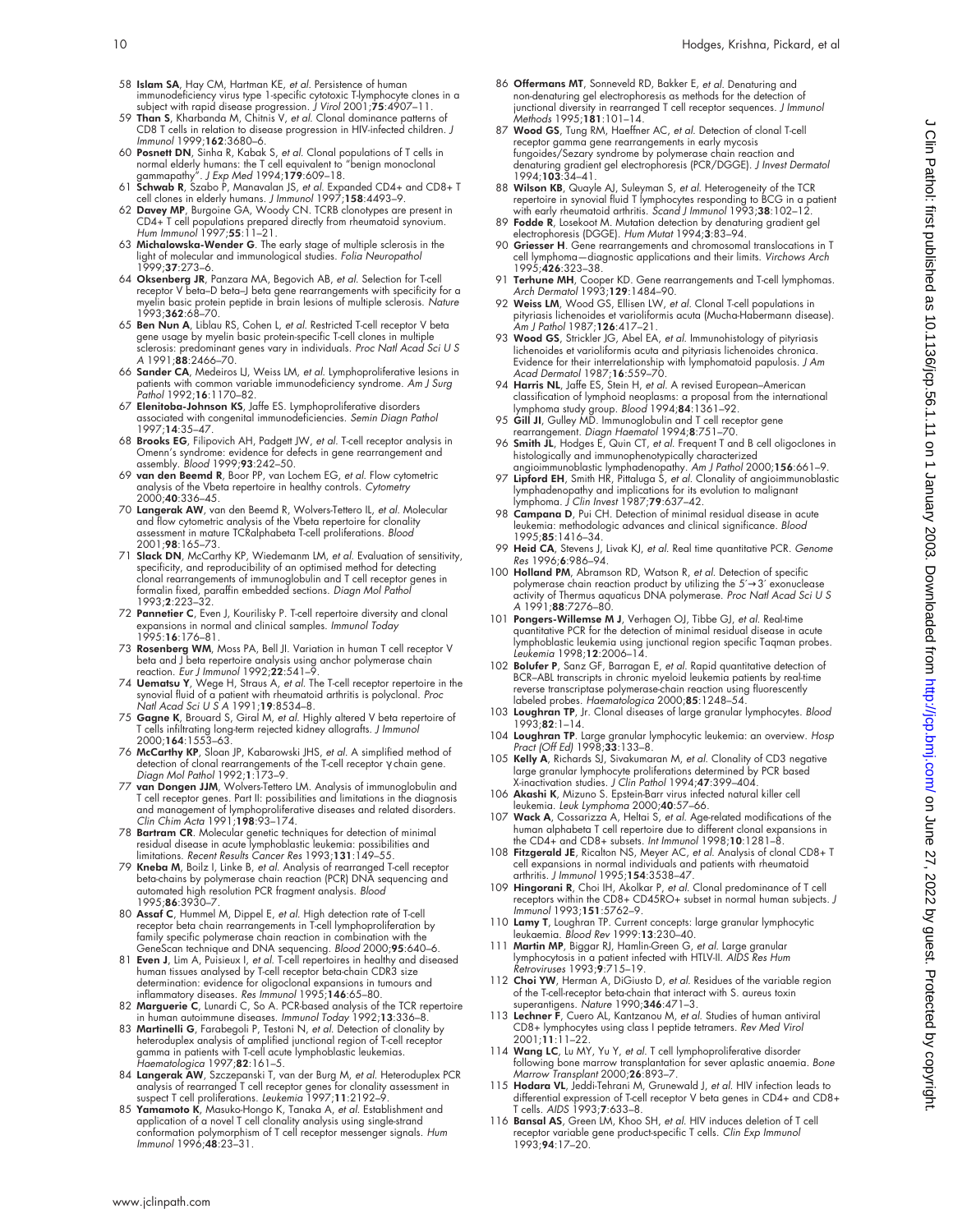58 **Islam SA**, Hay CM, Hartman KE, *et al*. Persistence of human immunodeficiency virus type 1-specific cytotoxic T-lymphocyte clones in a subject with rapid disease progression. *J Virol* 2001;**75**:4907–11.

59 **Than S**, Kharbanda M, Chitnis V, *et al*. Clonal dominance patterns of CD8 T cells in relation to disease progression in HIV-infected children. *J Immunol* 1999;**162**:3680–6.

60 **Posnett DN**, Sinha R, Kabak S, *et al*. Clonal populations of T cells in normal elderly humans: the T cell equivalent to "benign monoclonal gammapathy". *J Exp Med* 1994;**179**:609–18.

61 **Schwab R**, Szabo P, Manavalan JS, *et al*. Expanded CD4+ and CD8+ T cell clones in elderly humans. *J Immunol* 1997;**158**:4493–9.

62 **Davey MP**, Burgoine GA, Woody CN. TCRB clonotypes are present in CD4+ T cell populations prepared directly from rheumatoid synovium. *Hum Immunol* 1997;**55**:11–21.

63 **Michalowska-Wender G**. The early stage of multiple sclerosis in the light of molecular and immunological studies. *Folia Neuropathol* 1999;**37**:273–6.

64 **Oksenberg JR**, Panzara MA, Begovich AB, *et al*. Selection for T-cell receptor V beta–D beta–J beta gene rearrangements with specificity for a myelin basic protein peptide in brain lesions of multiple sclerosis. *Nature* 1993;**362**:68–70.

65 **Ben Nun A**, Liblau RS, Cohen L, *et al*. Restricted T-cell receptor V beta gene usage by myelin basic protein-specific T-cell clones in multiple sclerosis: predominant genes vary in individuals. *Proc Natl Acad Sci U S A* 1991;**88**:2466–70.

66 **Sander CA**, Medeiros LJ, Weiss LM, *et al*. Lymphoproliferative lesions in patients with common variable immunodeficiency syndrome. *Am J Surg Pathol* 1992;**16**:1170–82.

67 **Elenitoba-Johnson KS**, Jaffe ES. Lymphoproliferative disorders associated with congenital immunodeficiencies. *Semin Diagn Pathol* 1997;**14**:35–47.

68 **Brooks EG**, Filipovich AH, Padgett JW, *et al*. T-cell receptor analysis in Omenn's syndrome: evidence for defects in gene rearrangement and assembly. *Blood* 1999;**93**:242–50.

69 **van den Beemd R**, Boor PP, van Lochem EG, *et al*. Flow cytometric analysis of the Vbeta repertoire in healthy controls. *Cytometry* 2000;**40**:336–45.

70 **Langerak AW**, van den Beemd R, Wolvers-Tettero IL, *et al*. Molecular and flow cytometric analysis of the Vbeta repertoire for clonality assessment in mature TCRalphabeta T-cell proliferations. *Blood* 2001;**98**:165–73.

71 **Slack DN**, McCarthy KP, Wiedemanm LM, *et al*. Evaluation of sensitivity, specificity, and reproducibility of an optimised method for detecting clonal rearrangements of immunoglobulin and T cell receptor genes in formalin fixed, paraffin embedded sections. *Diagn Mol Pathol* 1993;**2**:223–32.

72 **Pannetier C**, Even J, Kourilsky P. T-cell repertoire diversity and clonal expansions in normal and clinical samples. *Immunol Today* 1995;**16**:176–81.

73 **Rosenberg WM**, Moss PA, Bell JI. Variation in human T cell receptor V beta and J beta repertoire analysis using anchor polymerase chain reaction. *Eur J Immunol* 1992;**22**:541–9.

74 **Uematsu Y**, Wege H, Straus A, *et al*. The T-cell receptor repertoire in the synovial fluid of a patient with rheumatoid arthritis is polyclonal. *Proc Natl Acad Sci U S A* 1991;**19**:8534–8.

75 **Gagne K**, Brouard S, Giral M, *et al*. Highly altered V beta repertoire of T cells infiltrating long-term rejected kidney allografts. *J Immunol* 2000;**164**:1553–63.

76 **McCarthy KP**, Sloan JP, Kabarowski JHS, *et al*. A simplified method of detection of clonal rearrangements of the T-cell receptor γ chain gene. *Diagn Mol Pathol* 1992;**1**:173–9.

77 **van Dongen JJM**, Wolvers-Tettero LM. Analysis of immunoglobulin and T cell receptor genes. Part II: possibilities and limitations in the diagnosis and management of lymphoproliferative diseases and related disorders. *Clin Chim Acta* 1991;**198**:93–174.

78 **Bartram CR**. Molecular genetic techniques for detection of minimal residual disease in acute lymphoblastic leukemia: possibilities and limitations. *Recent Results Cancer Res* 1993;**131**:149–55.

79 **Kneba M**, Boilz I, Linke B, *et al*. Analysis of rearranged T-cell receptor beta-chains by polymerase chain reaction (PCR) DNA sequencing and automated high resolution PCR fragment analysis. *Blood* 1995;**86**:3930–7.

80 **Assaf C**, Hummel M, Dippel E, *et al*. High detection rate of T-cell receptor beta chain rearrangements in T-cell lymphoproliferation by family specific polymerase chain reaction in combination with the GeneScan technique and DNA sequencing. *Blood* 2000;**95**:640–6.

81 **Even J**, Lim A, Puisieux I, *et al*. T-cell repertoires in healthy and diseased human tissues analysed by T-cell receptor beta-chain CDR3 size determination: evidence for oligoclonal expansions in tumours and inflammatory diseases. *Res Immunol* 1995;**146**:65–80.

82 **Marguerie C**, Lunardi C, So A. PCR-based analysis of the TCR repertoire in human autoimmune diseases. *Immunol Today* 1992;**13**:336–8.

83 **Martinelli G**, Farabegoli P, Testoni N, *et al*. Detection of clonality by heteroduplex analysis of amplified junctional region of T-cell receptor gamma in patients with T-cell acute lymphoblastic leukemias. *Haematologica* 1997;**82**:161–5.

84 **Langerak AW**, Szczepanski T, van der Burg M, *et al*. Heteroduplex PCR analysis of rearranged T cell receptor genes for clonality assessment in suspect T cell proliferations. *Leukemia* 1997;**11**:2192–9.

85 **Yamamoto K**, Masuko-Hongo K, Tanaka A, *et al*. Establishment and application of a novel T cell clonality analysis using single-strand conformation polymorphism of T cell receptor messenger signals. *Hum Immunol* 1996;**48**:23–31.

86 **Offermans MT**, Sonneveld RD, Bakker E, *et al*. Denaturing and non-denaturing gel electrophoresis as methods for the detection of junctional diversity in rearranged T cell receptor sequences. *J Immunol Methods* 1995;**181**:101–14.

87 **Wood GS**, Tung RM, Haeffner AC, *et al*. Detection of clonal T-cell receptor gamma gene rearrangements in early mycosis fungoides/Sezary syndrome by polymerase chain reaction and denaturing gradient gel electrophoresis (PCR/DGGE). *J Invest Dermatol* 1994;**103**:34–41.

88 **Wilson KB**, Quayle AJ, Suleyman S, *et al*. Heterogeneity of the TCR repertoire in synovial fluid T lymphocytes responding to BCG in a patient with early rheumatoid arthritis. *Scand J Immunol* 1993;**38**:102–12.

89 **Fodde R**, Losekoot M. Mutation detection by denaturing gradient gel electrophoresis (DGGE). *Hum Mutat* 1994;**3**:83–94.

90 **Griesser H**. Gene rearrangements and chromosomal translocations in T cell lymphoma—diagnostic applications and their limits. *Virchows Arch* 1995;**426**:323–38.

91 **Terhune MH**, Cooper KD. Gene rearrangements and T-cell lymphomas. *Arch Dermatol* 1993;**129**:1484–90.

92 **Weiss LM**, Wood GS, Ellisen LW, *et al*. Clonal T-cell populations in pityriasis lichenoides et varioliformis acuta (Mucha-Habermann disease). *Am J Pathol* 1987;**126**:417–21.

93 **Wood GS**, Strickler JG, Abel EA, *et al*. Immunohistology of pityriasis lichenoides et varioliformis acuta and pityriasis lichenoides chronica. Evidence for their interrelationship with lymphomatoid papulosis. *J Am Acad Dermatol* 1987;**16**:559–70.

94 **Harris NL**, Jaffe ES, Stein H, *et al*. A revised European–American classification of lymphoid neoplasms: a proposal from the international lymphoma study group. *Blood* 1994;**84**:1361–92.

95 **Gill JI**, Gulley MD. Immunoglobulin and T cell receptor gene rearrangement. *Diagn Haematol* 1994;**8**:751–70.

96 **Smith JL**, Hodges E, Quin CT, *et al*. Frequent T and B cell oligoclones in histologically and immunophenotypically characterized angioimmunoblastic lymphadenopathy. *Am J Pathol* 2000;**156**:661–9.

97 **Lipford EH**, Smith HR, Pittaluga S, *et al*. Clonality of angioimmunoblastic lymphadenopathy and implications for its evolution to malignant lymphoma. *J Clin Invest* 1987;**79**:637–42.

98 **Campana D**, Pui CH. Detection of minimal residual disease in acute leukemia: methodologic advances and clinical significance. *Blood* 1995;**85**:1416–34.

99 **Heid CA**, Stevens J, Livak KJ, *et al*. Real time quantitative PCR. *Genome Res* 1996;**6**:986–94.

100 **Holland PM**, Abramson RD, Watson R, *et al*. Detection of specific polymerase chain reaction product by utilizing the 5′→3′ exonuclease activity of Thermus aquaticus DNA polymerase. *Proc Natl Acad Sci U S A* 1991;**88**:7276–80.

101 **Pongers-Willemse M J**, Verhagen OJ, Tibbe GJ, *et al*. Real-time quantitative PCR for the detection of minimal residual disease in acute lymphoblastic leukemia using junctional region specific Taqman probes. *Leukemia* 1998;**12**:2006–14.

102 **Bolufer P**, Sanz GF, Barragan E, *et al*. Rapid quantitative detection of BCR–ABL transcripts in chronic myeloid leukemia patients by real-time reverse transcriptase polymerase-chain reaction using fluorescently labeled probes. *Haematologica* 2000;**85**:1248–54.

103 **Loughran TP**, Jr. Clonal diseases of large granular lymphocytes. *Blood* 1993;**82**:1–14.

104 **Loughran TP**. Large granular lymphocytic leukemia: an overview. *Hosp Pract (Off Ed)* 1998;**33**:133–8.

105 **Kelly A**, Richards SJ, Sivakumaran M, *et al*. Clonality of CD3 negative large granular lymphocyte proliferations determined by PCR based X-inactivation studies. *J Clin Pathol* 1994;**47**:399–404.

106 **Akashi K**, Mizuno S. Epstein-Barr virus infected natural killer cell leukemia. *Leuk Lymphoma* 2000;**40**:57–66.

107 **Wack A**, Cossarizza A, Heltai S, *et al*. Age-related modifications of the human alphabeta T cell repertoire due to different clonal expansions in the CD4+ and CD8+ subsets. *Int Immunol* 1998;**10**:1281–8.

108 **Fitzgerald JE**, Ricalton NS, Meyer AC, *et al*. Analysis of clonal CD8+ T cell expansions in normal individuals and patients with rheumatoid arthritis. *J Immunol* 1995;**154**:3538–47.

109 **Hingorani R**, Choi IH, Akolkar P, *et al*. Clonal predominance of T cell receptors within the CD8+ CD45RO+ subset in normal human subjects. *J Immunol* 1993;**151**:5762–9.

110 **Lamy T**, Loughran TP. Current concepts: large granular lymphocytic leukaemia. *Blood Rev* 1999:**13**:230–40.

111 **Martin MP**, Biggar RJ, Hamlin-Green G, *et al*. Large granular lymphocytosis in a patient infected with HTLV-II. *AIDS Res Hum Retroviruses* 1993;**9**:715–19.

112 **Choi YW**, Herman A, DiGiusto D, *et al*. Residues of the variable region of the T-cell-receptor beta-chain that interact with S. aureus toxin superantigens. *Nature* 1990;**346**:471–3.

113 **Lechner F**, Cuero AL, Kantzanou M, *et al*. Studies of human antiviral CD8+ lymphocytes using class I peptide tetramers. *Rev Med Virol* 2001;**11**:11–22.

114 **Wang LC**, Lu MY, Yu Y, *et al*. T cell lymphoproliferative disorder following bone marrow transplantation for sever aplastic anaemia. *Bone Marrow Transplant* 2000;**26**:893–7.

115 **Hodara VL**, Jeddi-Tehrani M, Grunewald J, *et al*. HIV infection leads to differential expression of T-cell receptor V beta genes in CD4+ and CD8+ T cells. *AIDS* 1993;**7**:633–8.

116 **Bansal AS**, Green LM, Khoo SH, *et al*. HIV induces deletion of T cell receptor variable gene product-specific T cells. *Clin Exp Immunol* 1993;**94**:17–20.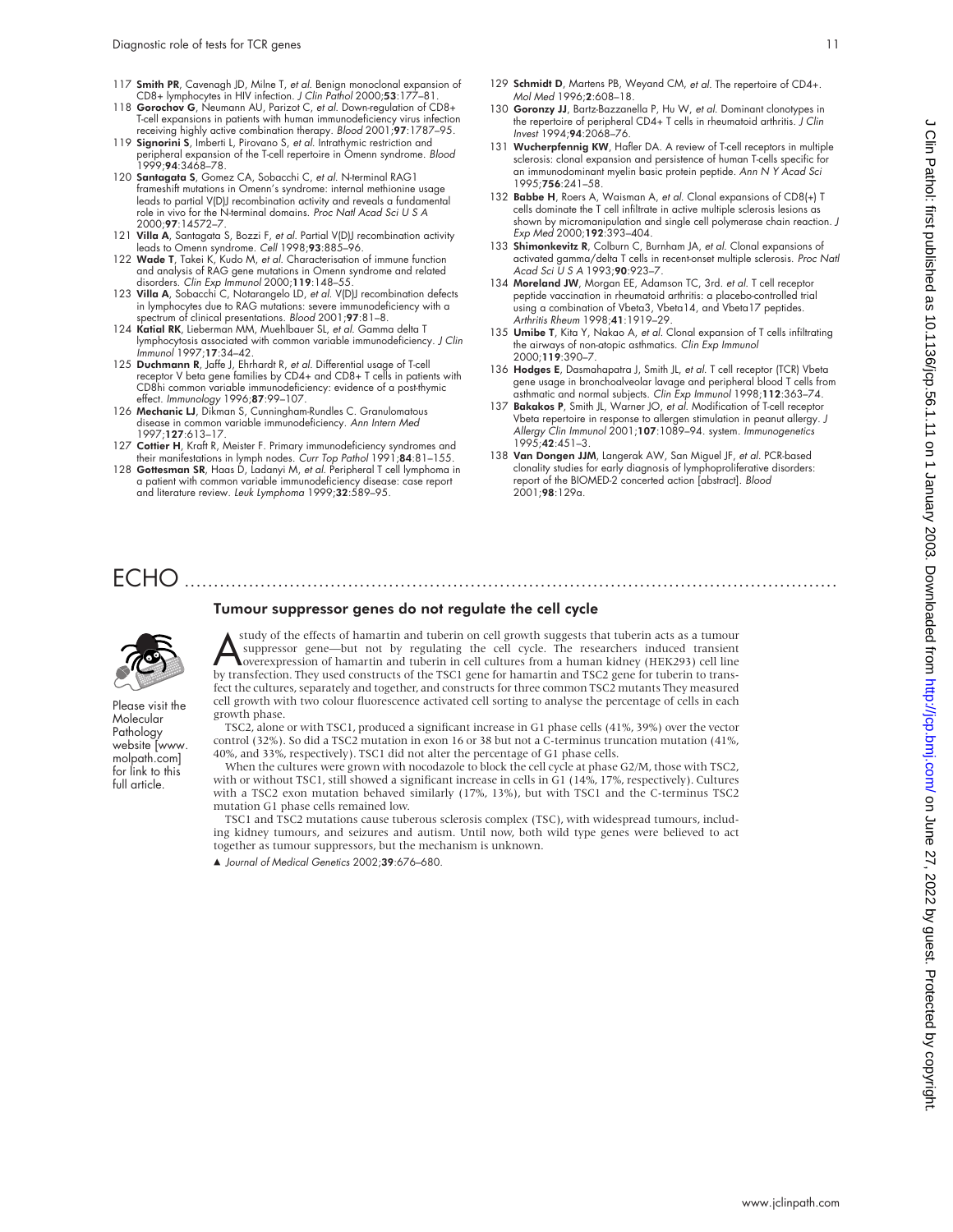117 **Smith PR**, Cavenagh JD, Milne T, *et al*. Benign monoclonal expansion of CD8+ lymphocytes in HIV infection. *J Clin Pathol* 2000;**53**:177–81.

118 **Gorochov G**, Neumann AU, Parizot C, *et al*. Down-regulation of CD8+ T-cell expansions in patients with human immunodeficiency virus infection receiving highly active combination therapy. *Blood* 2001;**97**:1787–95.

119 **Signorini S**, Imberti L, Pirovano S, *et al*. Intrathymic restriction and peripheral expansion of the T-cell repertoire in Omenn syndrome. *Blood* 1999;**94**:3468–78.

120 **Santagata S**, Gomez CA, Sobacchi C, *et al*. N-terminal RAG1 frameshift mutations in Omenn's syndrome: internal methionine usage leads to partial V(D)J recombination activity and reveals a fundamental role in vivo for the N-terminal domains. *Proc Natl Acad Sci U S A* 2000;**97**:14572–7.

121 **Villa A**, Santagata S, Bozzi F, *et al*. Partial V(D)J recombination activity leads to Omenn syndrome. *Cell* 1998;**93**:885–96.

122 **Wade T**, Takei K, Kudo M, *et al*. Characterisation of immune function and analysis of RAG gene mutations in Omenn syndrome and related disorders. *Clin Exp Immunol* 2000;**119**:148–55.

123 **Villa A**, Sobacchi C, Notarangelo LD, *et al*. V(D)J recombination defects in lymphocytes due to RAG mutations: severe immunodeficiency with a spectrum of clinical presentations. *Blood* 2001;**97**:81–8.

124 **Katial RK**, Lieberman MM, Muehlbauer SL, *et al*. Gamma delta T lymphocytosis associated with common variable immunodeficiency. *J Clin Immunol* 1997;**17**:34–42.

125 **Duchmann R**, Jaffe J, Ehrhardt R, *et al*. Differential usage of T-cell receptor V beta gene families by CD4+ and CD8+ T cells in patients with CD8hi common variable immunodeficiency: evidence of a post-thymic effect. *Immunology* 1996;**87**:99–107.

126 **Mechanic LJ**, Dikman S, Cunningham-Rundles C. Granulomatous disease in common variable immunodeficiency. *Ann Intern Med* 1997;**127**:613–17.

127 **Cottier H**, Kraft R, Meister F. Primary immunodeficiency syndromes and their manifestations in lymph nodes. *Curr Top Pathol* 1991;**84**:81–155.

128 **Gottesman SR**, Haas D, Ladanyi M, *et al*. Peripheral T cell lymphoma in a patient with common variable immunodeficiency disease: case report and literature review. *Leuk Lymphoma* 1999;**32**:589–95.

129 **Schmidt D**, Martens PB, Weyand CM, *et al*. The repertoire of CD4+. *Mol Med* 1996;**2**:608–18.

130 **Goronzy JJ**, Bartz-Bazzanella P, Hu W, *et al*. Dominant clonotypes in the repertoire of peripheral CD4+ T cells in rheumatoid arthritis. *J Clin Invest* 1994;**94**:2068–76.

131 **Wucherpfennig KW**, Hafler DA. A review of T-cell receptors in multiple sclerosis: clonal expansion and persistence of human T-cells specific for an immunodominant myelin basic protein peptide. *Ann N Y Acad Sci* 1995;**756**:241–58.

132 **Babbe H**, Roers A, Waisman A, *et al*. Clonal expansions of CD8(+) T cells dominate the T cell infiltrate in active multiple sclerosis lesions as shown by micromanipulation and single cell polymerase chain reaction. *J Exp Med* 2000;**192**:393–404.

133 **Shimonkevitz R**, Colburn C, Burnham JA, *et al*. Clonal expansions of activated gamma/delta T cells in recent-onset multiple sclerosis. *Proc Natl Acad Sci U S A* 1993;**90**:923–7.

134 **Moreland JW**, Morgan EE, Adamson TC, 3rd. *et al*. T cell receptor peptide vaccination in rheumatoid arthritis: a placebo-controlled trial using a combination of Vbeta3, Vbeta14, and Vbeta17 peptides. *Arthritis Rheum* 1998;**41**:1919–29.

135 **Umibe T**, Kita Y, Nakao A, *et al*. Clonal expansion of T cells infiltrating the airways of non-atopic asthmatics. *Clin Exp Immunol* 2000;**119**:390–7.

136 **Hodges E**, Dasmahapatra J, Smith JL, *et al*. T cell receptor (TCR) Vbeta gene usage in bronchoalveolar lavage and peripheral blood T cells from asthmatic and normal subjects. *Clin Exp Immunol* 1998;**112**:363–74.

137 **Bakakos P**, Smith JL, Warner JO, *et al*. Modification of T-cell receptor Vbeta repertoire in response to allergen stimulation in peanut allergy. *J Allergy Clin Immunol* 2001;**107**:1089–94. system. *Immunogenetics* 1995;**42**:451–3.

138 **Van Dongen JJM**, Langerak AW, San Miguel JF, *et al*. PCR-based clonality studies for early diagnosis of lymphoproliferative disorders: report of the BIOMED-2 concerted action [abstract]. *Blood* 2001;**98**:129a.

# ECHO

## Tumour suppressor genes do not regulate the cell cycle

Please visit the Molecular Pathology website [www.molpath.com] for link to this full article.

A study of the effects of hamartin and tuberin on cell growth suggests that tuberin acts as a tumour suppressor gene—but not by regulating the cell cycle. The researchers induced transient overexpression of hamartin and tuberin in cell cultures from a human kidney (HEK293) cell line by transfection. They used constructs of the TSC1 gene for hamartin and TSC2 gene for tuberin to transfect the cultures, separately and together, and constructs for three common TSC2 mutants They measured cell growth with two colour fluorescence activated cell sorting to analyse the percentage of cells in each growth phase.

TSC2, alone or with TSC1, produced a significant increase in G1 phase cells (41%, 39%) over the vector control (32%). So did a TSC2 mutation in exon 16 or 38 but not a C-terminus truncation mutation (41%, 40%, and 33%, respectively). TSC1 did not alter the percentage of G1 phase cells.

When the cultures were grown with nocodazole to block the cell cycle at phase G2/M, those with TSC2, with or without TSC1, still showed a significant increase in cells in G1 (14%, 17%, respectively). Cultures with a TSC2 exon mutation behaved similarly (17%, 13%), but with TSC1 and the C-terminus TSC2 mutation G1 phase cells remained low.

TSC1 and TSC2 mutations cause tuberous sclerosis complex (TSC), with widespread tumours, including kidney tumours, and seizures and autism. Until now, both wild type genes were believed to act together as tumour suppressors, but the mechanism is unknown.

▲ *Journal of Medical Genetics* 2002;**39**:676–680.